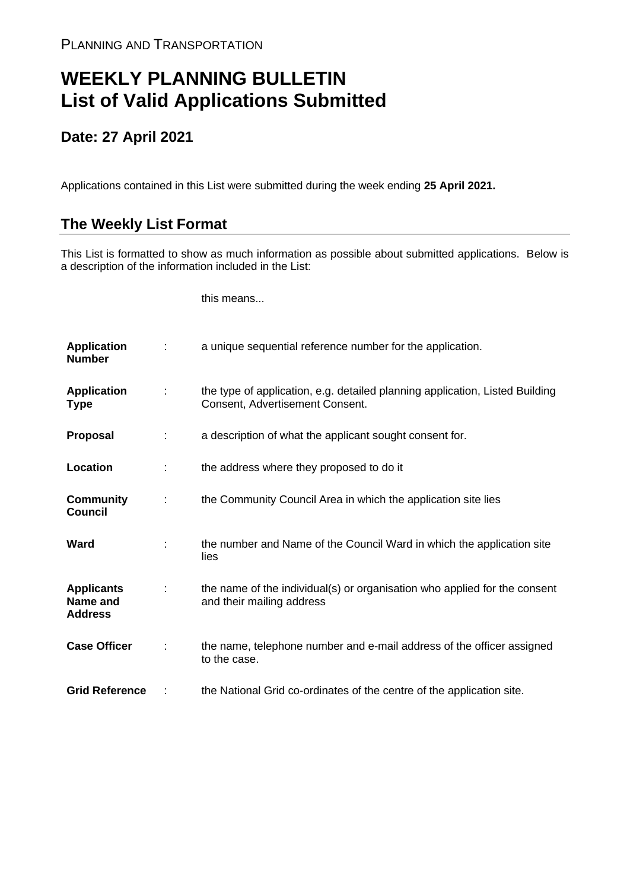PLANNING AND TRANSPORTATION

# WEEKLY PLANNING BULLETIN
# List of Valid Applications Submitted

## Date: 27 April 2021

Applications contained in this List were submitted during the week ending **25 April 2021.**

## The Weekly List Format

This List is formatted to show as much information as possible about submitted applications. Below is a description of the information included in the List:

| | | this means... |
|---|---|---|
| **Application Number** | : | a unique sequential reference number for the application. |
| **Application Type** | : | the type of application, e.g. detailed planning application, Listed Building Consent, Advertisement Consent. |
| **Proposal** | : | a description of what the applicant sought consent for. |
| **Location** | : | the address where they proposed to do it |
| **Community Council** | : | the Community Council Area in which the application site lies |
| **Ward** | : | the number and Name of the Council Ward in which the application site lies |
| **Applicants Name and Address** | : | the name of the individual(s) or organisation who applied for the consent and their mailing address |
| **Case Officer** | : | the name, telephone number and e-mail address of the officer assigned to the case. |
| **Grid Reference** | : | the National Grid co-ordinates of the centre of the application site. |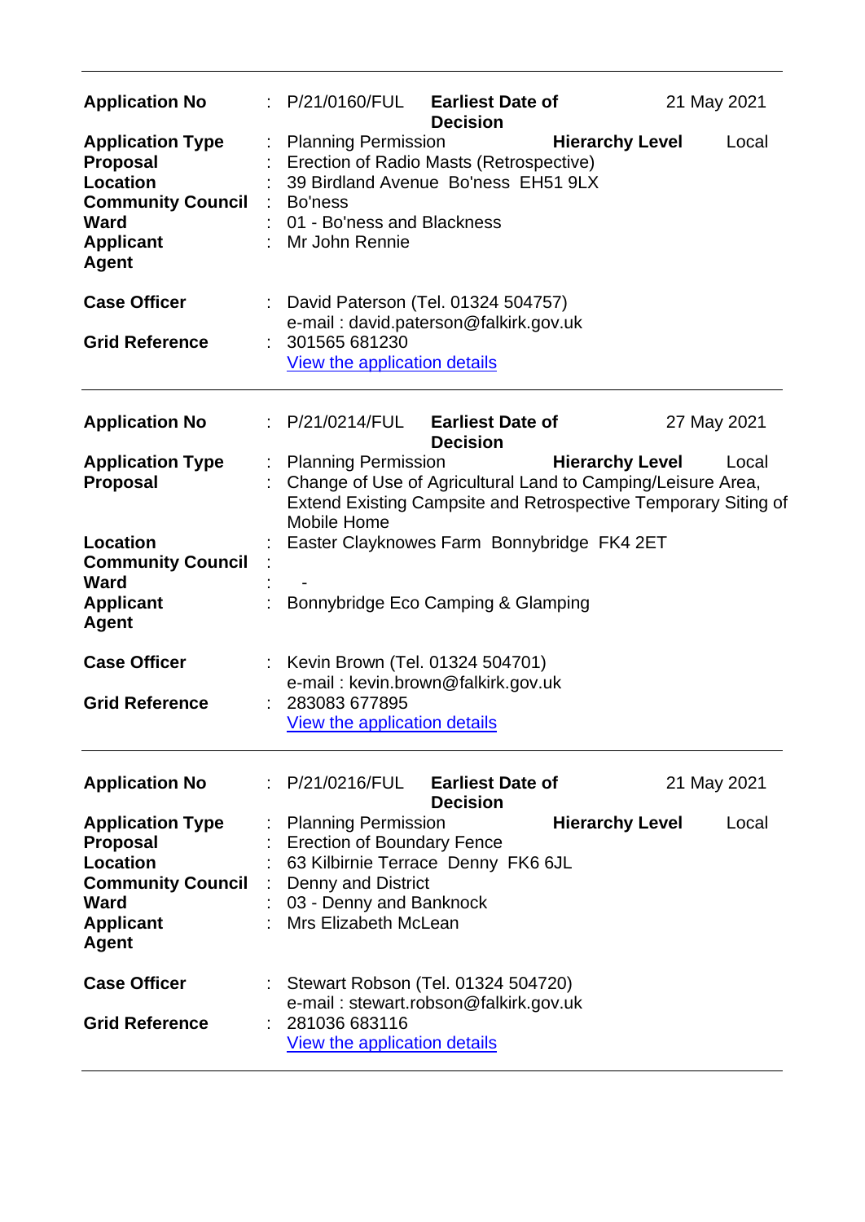---

| | | | | |
|---|---|---|---|---|
| **Application No** | : P/21/0160/FUL | **Earliest Date of Decision** | | 21 May 2021 |
| **Application Type** | : Planning Permission | | **Hierarchy Level** | Local |
| **Proposal** | : Erection of Radio Masts (Retrospective) | | | |
| **Location** | : 39 Birdland Avenue Bo'ness EH51 9LX | | | |
| **Community Council** | : Bo'ness | | | |
| **Ward** | : 01 - Bo'ness and Blackness | | | |
| **Applicant** | : Mr John Rennie | | | |
| **Agent** | | | | |
| **Case Officer** | : David Paterson (Tel. 01324 504757) e-mail : david.paterson@falkirk.gov.uk | | | |
| **Grid Reference** | : 301565 681230 | | | |

View the application details

---

| | | | | |
|---|---|---|---|---|
| **Application No** | : P/21/0214/FUL | **Earliest Date of Decision** | | 27 May 2021 |
| **Application Type** | : Planning Permission | | **Hierarchy Level** | Local |
| **Proposal** | : Change of Use of Agricultural Land to Camping/Leisure Area, Extend Existing Campsite and Retrospective Temporary Siting of Mobile Home | | | |
| **Location** | : Easter Clayknowes Farm Bonnybridge FK4 2ET | | | |
| **Community Council** | : | | | |
| **Ward** | : - | | | |
| **Applicant** | : Bonnybridge Eco Camping & Glamping | | | |
| **Agent** | | | | |
| **Case Officer** | : Kevin Brown (Tel. 01324 504701) e-mail : kevin.brown@falkirk.gov.uk | | | |
| **Grid Reference** | : 283083 677895 | | | |

View the application details

---

| | | | | |
|---|---|---|---|---|
| **Application No** | : P/21/0216/FUL | **Earliest Date of Decision** | | 21 May 2021 |
| **Application Type** | : Planning Permission | | **Hierarchy Level** | Local |
| **Proposal** | : Erection of Boundary Fence | | | |
| **Location** | : 63 Kilbirnie Terrace Denny FK6 6JL | | | |
| **Community Council** | : Denny and District | | | |
| **Ward** | : 03 - Denny and Banknock | | | |
| **Applicant** | : Mrs Elizabeth McLean | | | |
| **Agent** | | | | |
| **Case Officer** | : Stewart Robson (Tel. 01324 504720) e-mail : stewart.robson@falkirk.gov.uk | | | |
| **Grid Reference** | : 281036 683116 | | | |

View the application details

---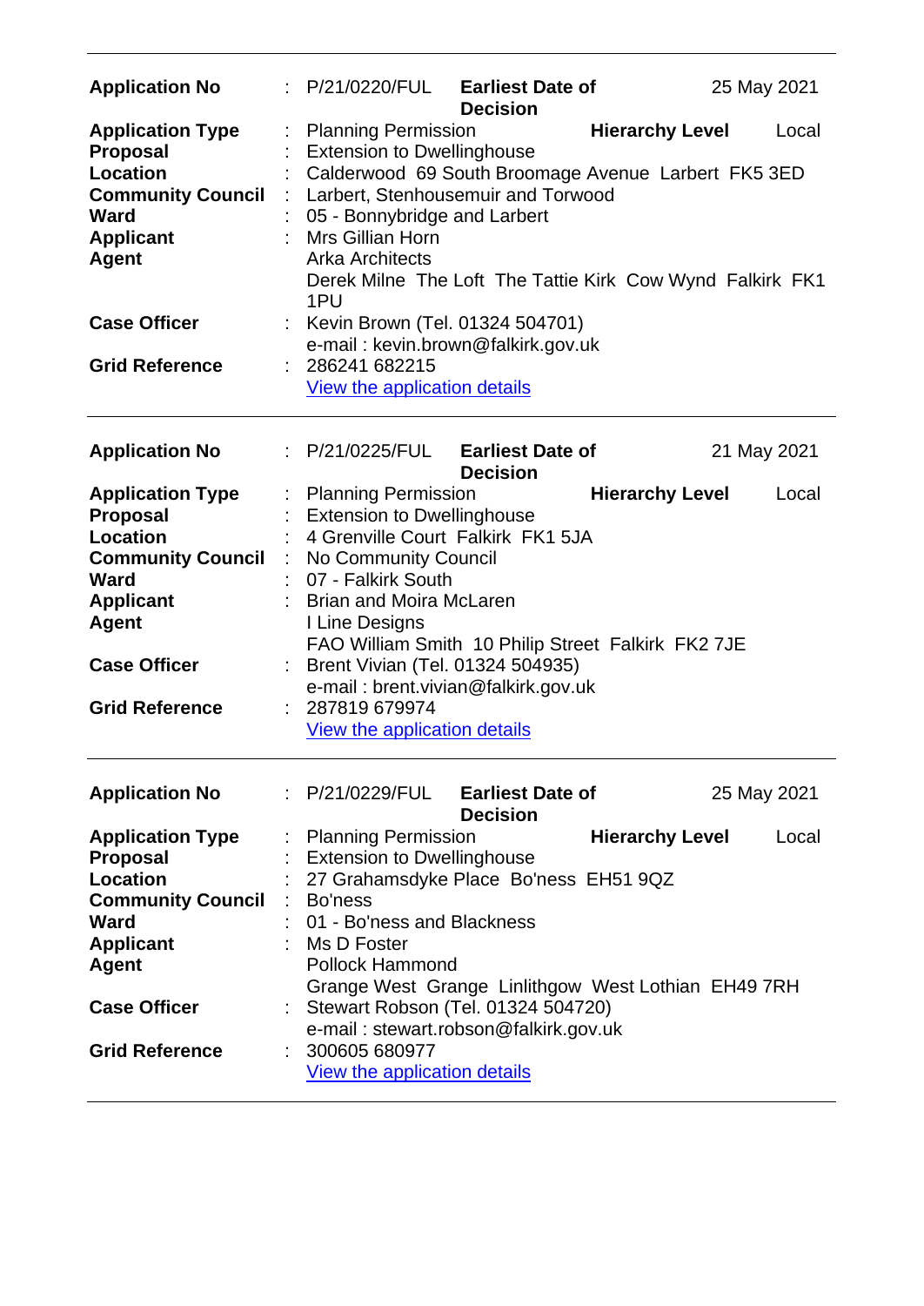| | | | |
|---|---|---|---|
| **Application No** | : P/21/0220/FUL | **Earliest Date of Decision** | 25 May 2021 |
| **Application Type** | : Planning Permission | **Hierarchy Level** | Local |
| **Proposal** | : Extension to Dwellinghouse | | |
| **Location** | : Calderwood 69 South Broomage Avenue Larbert FK5 3ED | | |
| **Community Council** | : Larbert, Stenhousemuir and Torwood | | |
| **Ward** | : 05 - Bonnybridge and Larbert | | |
| **Applicant** | : Mrs Gillian Horn | | |
| **Agent** | Arka Architects<br>Derek Milne The Loft The Tattie Kirk Cow Wynd Falkirk FK1 1PU | | |
| **Case Officer** | : Kevin Brown (Tel. 01324 504701)<br>e-mail : kevin.brown@falkirk.gov.uk | | |
| **Grid Reference** | : 286241 682215<br>View the application details | | |

| | | | |
|---|---|---|---|
| **Application No** | : P/21/0225/FUL | **Earliest Date of Decision** | 21 May 2021 |
| **Application Type** | : Planning Permission | **Hierarchy Level** | Local |
| **Proposal** | : Extension to Dwellinghouse | | |
| **Location** | : 4 Grenville Court Falkirk FK1 5JA | | |
| **Community Council** | : No Community Council | | |
| **Ward** | : 07 - Falkirk South | | |
| **Applicant** | : Brian and Moira McLaren | | |
| **Agent** | I Line Designs<br>FAO William Smith 10 Philip Street Falkirk FK2 7JE | | |
| **Case Officer** | : Brent Vivian (Tel. 01324 504935)<br>e-mail : brent.vivian@falkirk.gov.uk | | |
| **Grid Reference** | : 287819 679974<br>View the application details | | |

| | | | |
|---|---|---|---|
| **Application No** | : P/21/0229/FUL | **Earliest Date of Decision** | 25 May 2021 |
| **Application Type** | : Planning Permission | **Hierarchy Level** | Local |
| **Proposal** | : Extension to Dwellinghouse | | |
| **Location** | : 27 Grahamsdyke Place Bo'ness EH51 9QZ | | |
| **Community Council** | : Bo'ness | | |
| **Ward** | : 01 - Bo'ness and Blackness | | |
| **Applicant** | : Ms D Foster | | |
| **Agent** | Pollock Hammond<br>Grange West Grange Linlithgow West Lothian EH49 7RH | | |
| **Case Officer** | : Stewart Robson (Tel. 01324 504720)<br>e-mail : stewart.robson@falkirk.gov.uk | | |
| **Grid Reference** | : 300605 680977<br>View the application details | | |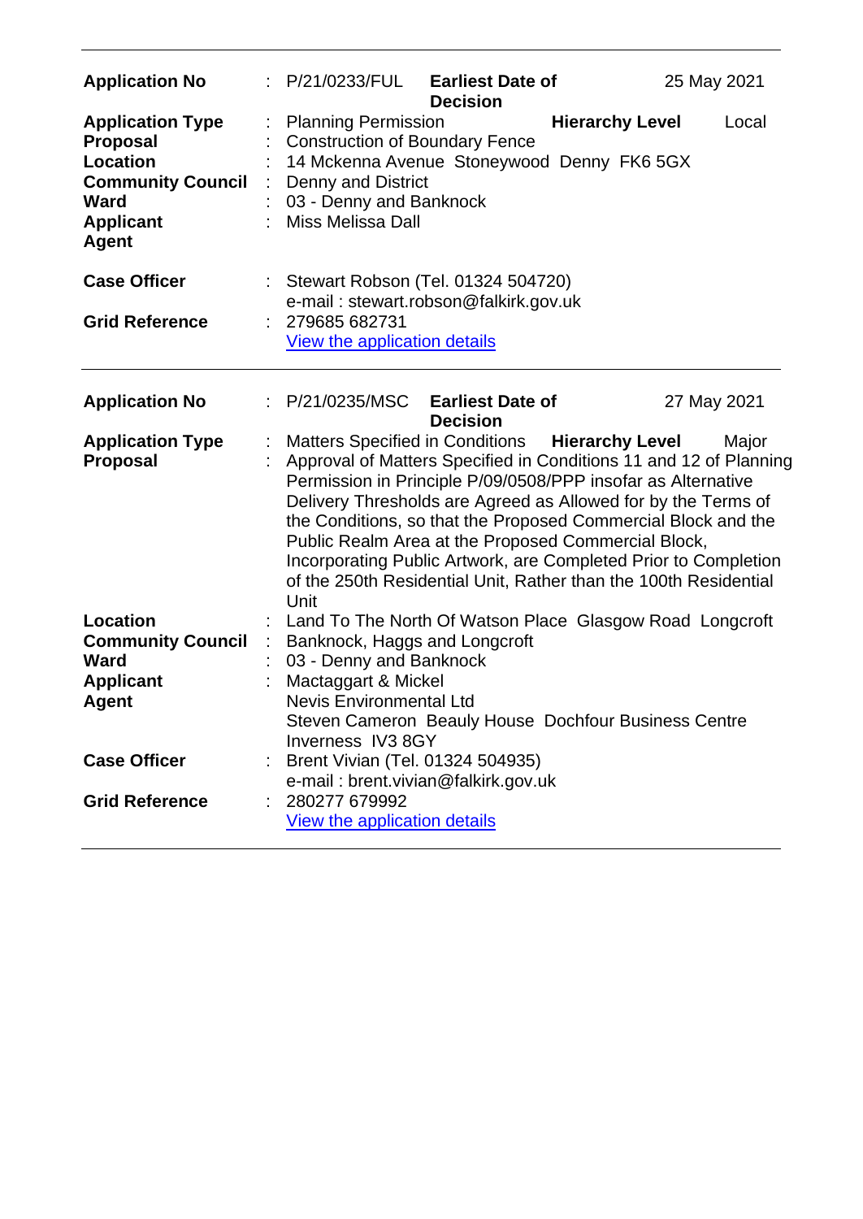| | | | | |
|---|---|---|---|---|
| **Application No** | : P/21/0233/FUL | **Earliest Date of Decision** | | 25 May 2021 |
| **Application Type** | : Planning Permission | | **Hierarchy Level** | Local |
| **Proposal** | : Construction of Boundary Fence | | | |
| **Location** | : 14 Mckenna Avenue Stoneywood Denny FK6 5GX | | | |
| **Community Council** | : Denny and District | | | |
| **Ward** | : 03 - Denny and Banknock | | | |
| **Applicant** | : Miss Melissa Dall | | | |
| **Agent** | | | | |
| **Case Officer** | : Stewart Robson (Tel. 01324 504720) e-mail : stewart.robson@falkirk.gov.uk | | | |
| **Grid Reference** | : 279685 682731 [View the application details]() | | | |

| | | | | |
|---|---|---|---|---|
| **Application No** | : P/21/0235/MSC | **Earliest Date of Decision** | | 27 May 2021 |
| **Application Type** | : Matters Specified in Conditions | | **Hierarchy Level** | Major |
| **Proposal** | : Approval of Matters Specified in Conditions 11 and 12 of Planning Permission in Principle P/09/0508/PPP insofar as Alternative Delivery Thresholds are Agreed as Allowed for by the Terms of the Conditions, so that the Proposed Commercial Block and the Public Realm Area at the Proposed Commercial Block, Incorporating Public Artwork, are Completed Prior to Completion of the 250th Residential Unit, Rather than the 100th Residential Unit | | | |
| **Location** | : Land To The North Of Watson Place Glasgow Road Longcroft | | | |
| **Community Council** | : Banknock, Haggs and Longcroft | | | |
| **Ward** | : 03 - Denny and Banknock | | | |
| **Applicant** | : Mactaggart & Mickel | | | |
| **Agent** | Nevis Environmental Ltd Steven Cameron Beauly House Dochfour Business Centre Inverness IV3 8GY | | | |
| **Case Officer** | : Brent Vivian (Tel. 01324 504935) e-mail : brent.vivian@falkirk.gov.uk | | | |
| **Grid Reference** | : 280277 679992 [View the application details]() | | | |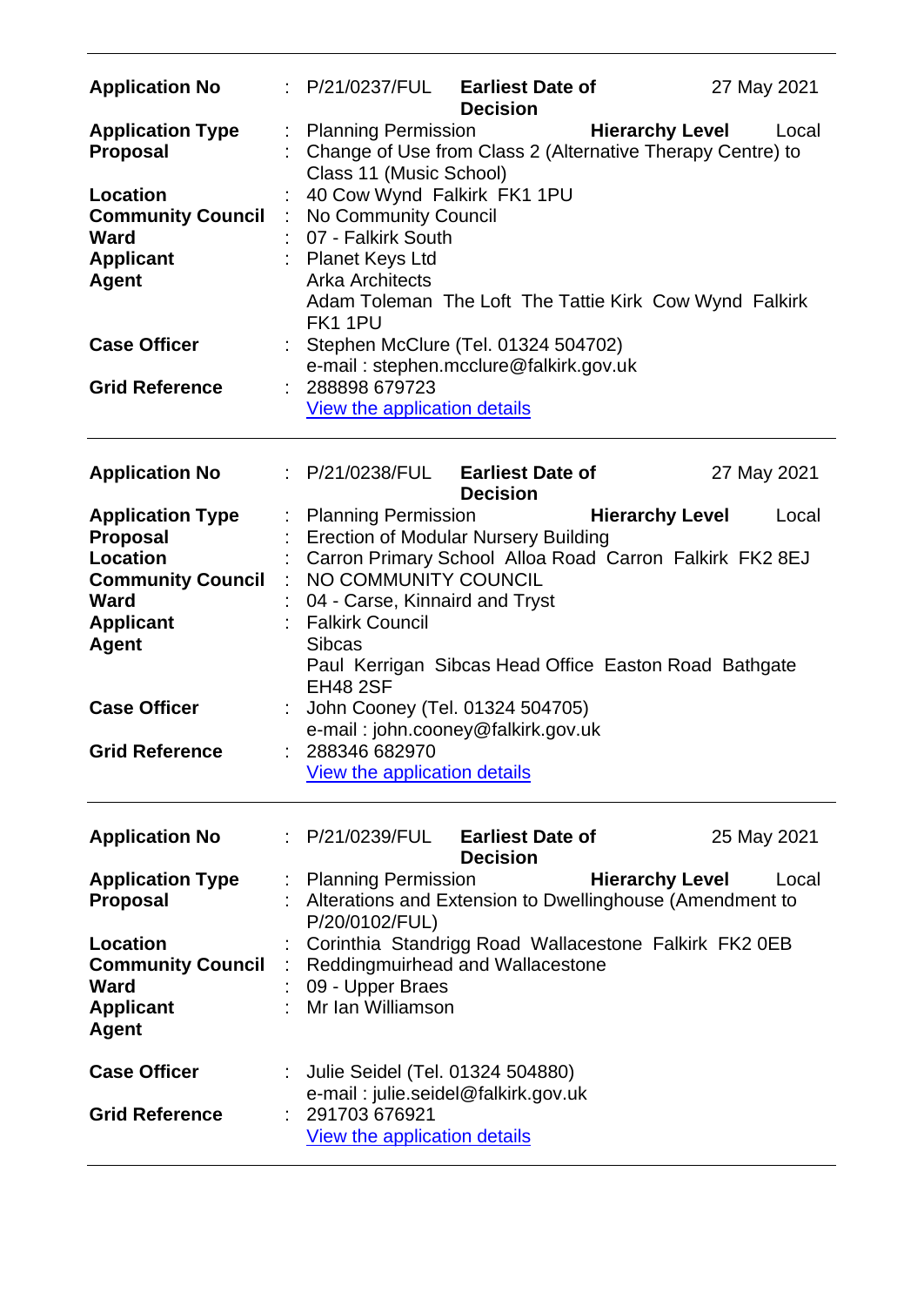| | | | | |
|---|---|---|---|---|
| **Application No** | : P/21/0237/FUL | **Earliest Date of Decision** | | 27 May 2021 |
| **Application Type** | : Planning Permission | **Hierarchy Level** | | Local |
| **Proposal** | : Change of Use from Class 2 (Alternative Therapy Centre) to Class 11 (Music School) | | | |
| **Location** | : 40 Cow Wynd Falkirk FK1 1PU | | | |
| **Community Council** | : No Community Council | | | |
| **Ward** | : 07 - Falkirk South | | | |
| **Applicant** | : Planet Keys Ltd | | | |
| **Agent** | Arka Architects<br>Adam Toleman The Loft The Tattie Kirk Cow Wynd Falkirk FK1 1PU | | | |
| **Case Officer** | : Stephen McClure (Tel. 01324 504702)<br>e-mail : stephen.mcclure@falkirk.gov.uk | | | |
| **Grid Reference** | : 288898 679723<br>View the application details | | | |

| | | | | |
|---|---|---|---|---|
| **Application No** | : P/21/0238/FUL | **Earliest Date of Decision** | | 27 May 2021 |
| **Application Type** | : Planning Permission | **Hierarchy Level** | | Local |
| **Proposal** | : Erection of Modular Nursery Building | | | |
| **Location** | : Carron Primary School Alloa Road Carron Falkirk FK2 8EJ | | | |
| **Community Council** | : NO COMMUNITY COUNCIL | | | |
| **Ward** | : 04 - Carse, Kinnaird and Tryst | | | |
| **Applicant** | : Falkirk Council | | | |
| **Agent** | Sibcas<br>Paul Kerrigan Sibcas Head Office Easton Road Bathgate EH48 2SF | | | |
| **Case Officer** | : John Cooney (Tel. 01324 504705)<br>e-mail : john.cooney@falkirk.gov.uk | | | |
| **Grid Reference** | : 288346 682970<br>View the application details | | | |

| | | | | |
|---|---|---|---|---|
| **Application No** | : P/21/0239/FUL | **Earliest Date of Decision** | | 25 May 2021 |
| **Application Type** | : Planning Permission | **Hierarchy Level** | | Local |
| **Proposal** | : Alterations and Extension to Dwellinghouse (Amendment to P/20/0102/FUL) | | | |
| **Location** | : Corinthia Standrigg Road Wallacestone Falkirk FK2 0EB | | | |
| **Community Council** | : Reddingmuirhead and Wallacestone | | | |
| **Ward** | : 09 - Upper Braes | | | |
| **Applicant** | : Mr Ian Williamson | | | |
| **Agent** | | | | |
| **Case Officer** | : Julie Seidel (Tel. 01324 504880)<br>e-mail : julie.seidel@falkirk.gov.uk | | | |
| **Grid Reference** | : 291703 676921<br>View the application details | | | |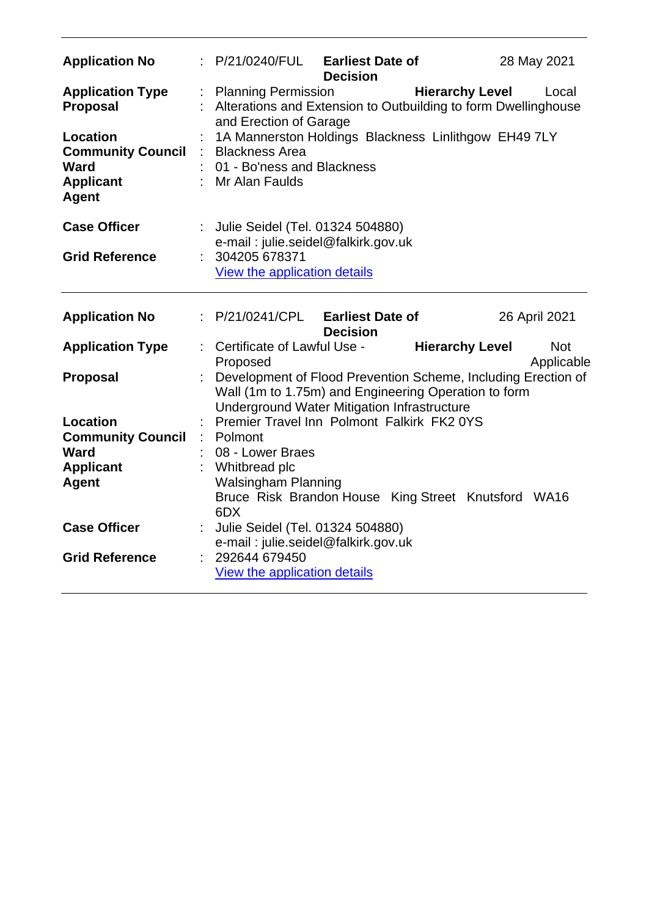| | | | | |
|---|---|---|---|---|
| **Application No** | : P/21/0240/FUL | **Earliest Date of Decision** | | 28 May 2021 |
| **Application Type** | : Planning Permission | | **Hierarchy Level** | Local |
| **Proposal** | : Alterations and Extension to Outbuilding to form Dwellinghouse and Erection of Garage | | | |
| **Location** | : 1A Mannerston Holdings Blackness Linlithgow EH49 7LY | | | |
| **Community Council** | : Blackness Area | | | |
| **Ward** | : 01 - Bo'ness and Blackness | | | |
| **Applicant** | : Mr Alan Faulds | | | |
| **Agent** | | | | |
| **Case Officer** | : Julie Seidel (Tel. 01324 504880) e-mail : julie.seidel@falkirk.gov.uk | | | |
| **Grid Reference** | : 304205 678371 [View the application details] | | | |

| | | | | |
|---|---|---|---|---|
| **Application No** | : P/21/0241/CPL | **Earliest Date of Decision** | | 26 April 2021 |
| **Application Type** | : Certificate of Lawful Use - Proposed | | **Hierarchy Level** | Not Applicable |
| **Proposal** | : Development of Flood Prevention Scheme, Including Erection of Wall (1m to 1.75m) and Engineering Operation to form Underground Water Mitigation Infrastructure | | | |
| **Location** | : Premier Travel Inn Polmont Falkirk FK2 0YS | | | |
| **Community Council** | : Polmont | | | |
| **Ward** | : 08 - Lower Braes | | | |
| **Applicant** | : Whitbread plc | | | |
| **Agent** | Walsingham Planning Bruce Risk Brandon House King Street Knutsford WA16 6DX | | | |
| **Case Officer** | : Julie Seidel (Tel. 01324 504880) e-mail : julie.seidel@falkirk.gov.uk | | | |
| **Grid Reference** | : 292644 679450 [View the application details] | | | |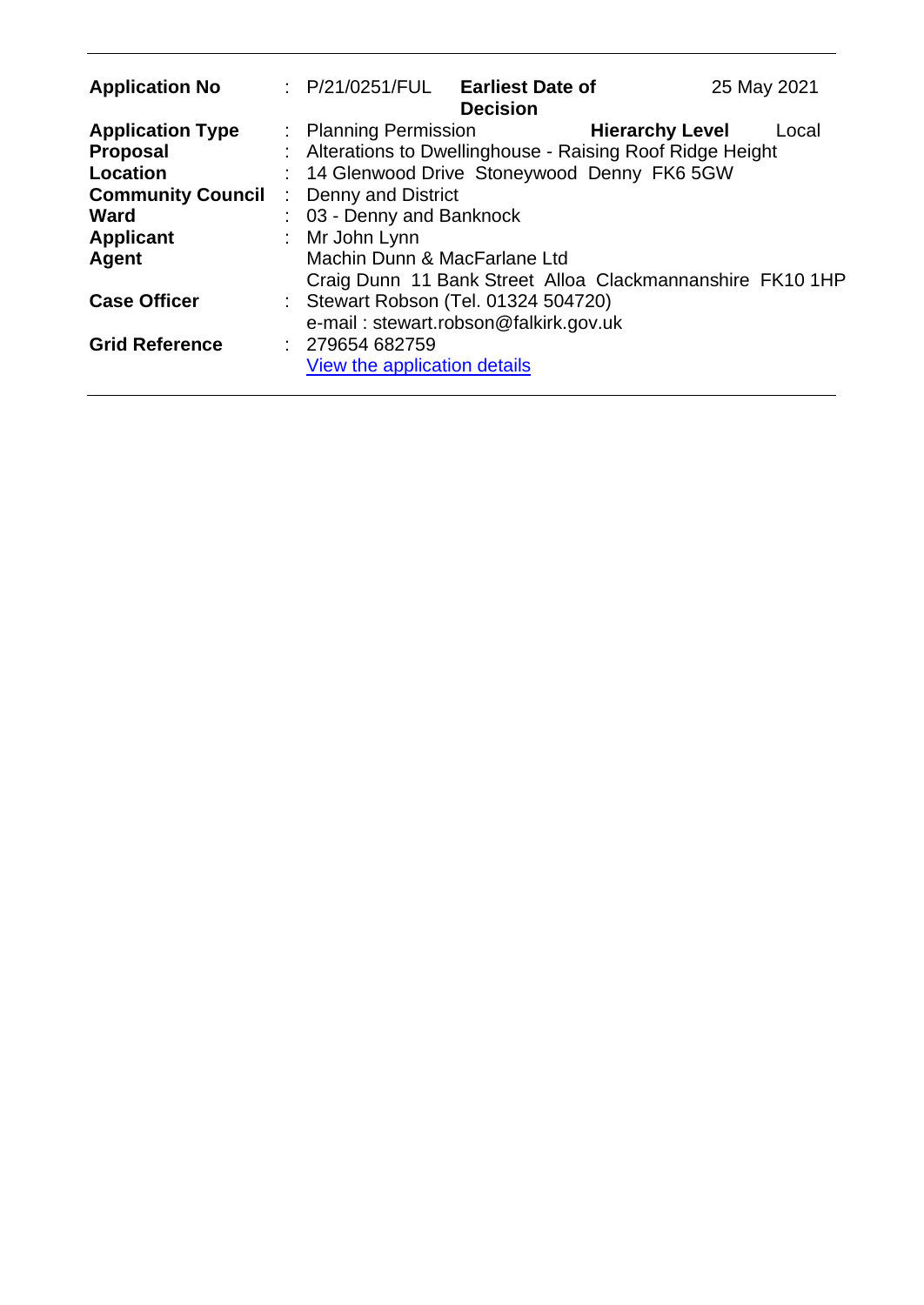| | | | |
|---|---|---|---|
| **Application No** | : P/21/0251/FUL | **Earliest Date of Decision** | 25 May 2021 |
| **Application Type** | : Planning Permission | **Hierarchy Level** | Local |
| **Proposal** | : Alterations to Dwellinghouse - Raising Roof Ridge Height | | |
| **Location** | : 14 Glenwood Drive Stoneywood Denny FK6 5GW | | |
| **Community Council** | : Denny and District | | |
| **Ward** | : 03 - Denny and Banknock | | |
| **Applicant** | : Mr John Lynn | | |
| **Agent** | Machin Dunn & MacFarlane Ltd<br>Craig Dunn 11 Bank Street Alloa Clackmannanshire FK10 1HP | | |
| **Case Officer** | : Stewart Robson (Tel. 01324 504720)<br>e-mail : stewart.robson@falkirk.gov.uk | | |
| **Grid Reference** | : 279654 682759<br>View the application details | | |